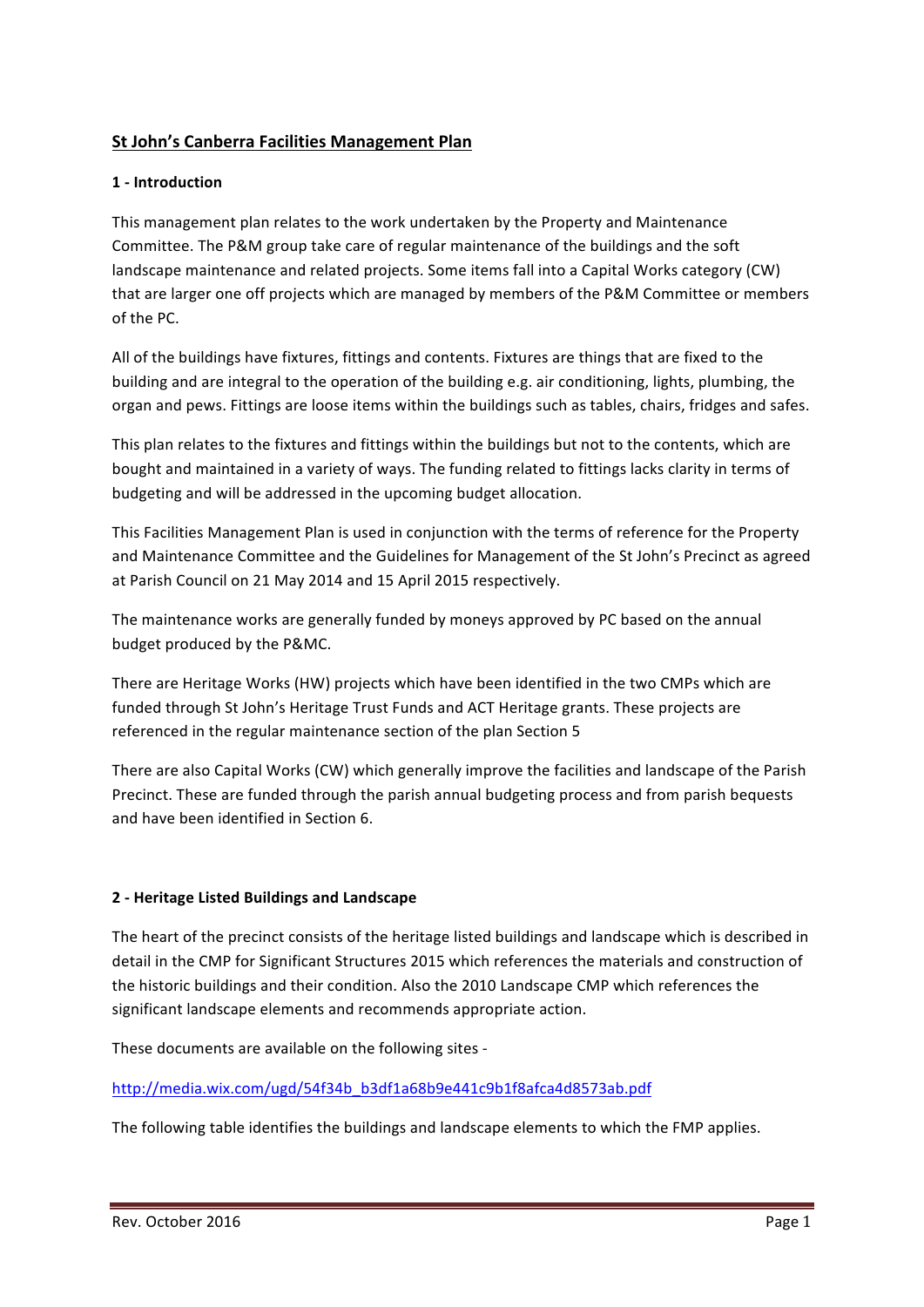## St John's Canberra Facilities Management Plan

### 1 - Introduction

This management plan relates to the work undertaken by the Property and Maintenance Committee. The P&M group take care of regular maintenance of the buildings and the soft landscape maintenance and related projects. Some items fall into a Capital Works category (CW) that are larger one off projects which are managed by members of the P&M Committee or members of the PC.

All of the buildings have fixtures, fittings and contents. Fixtures are things that are fixed to the building and are integral to the operation of the building e.g. air conditioning, lights, plumbing, the organ and pews. Fittings are loose items within the buildings such as tables, chairs, fridges and safes.

This plan relates to the fixtures and fittings within the buildings but not to the contents, which are bought and maintained in a variety of ways. The funding related to fittings lacks clarity in terms of budgeting and will be addressed in the upcoming budget allocation.

This Facilities Management Plan is used in conjunction with the terms of reference for the Property and Maintenance Committee and the Guidelines for Management of the St John's Precinct as agreed at Parish Council on 21 May 2014 and 15 April 2015 respectively.

The maintenance works are generally funded by moneys approved by PC based on the annual budget produced by the P&MC.

There are Heritage Works (HW) projects which have been identified in the two CMPs which are funded through St John's Heritage Trust Funds and ACT Heritage grants. These projects are referenced in the regular maintenance section of the plan Section 5

There are also Capital Works (CW) which generally improve the facilities and landscape of the Parish Precinct. These are funded through the parish annual budgeting process and from parish bequests and have been identified in Section 6.

### 2 - Heritage Listed Buildings and Landscape

The heart of the precinct consists of the heritage listed buildings and landscape which is described in detail in the CMP for Significant Structures 2015 which references the materials and construction of the historic buildings and their condition. Also the 2010 Landscape CMP which references the significant landscape elements and recommends appropriate action.

These documents are available on the following sites -

http://media.wix.com/ugd/54f34b_b3df1a68b9e441c9b1f8afca4d8573ab.pdf

The following table identifies the buildings and landscape elements to which the FMP applies.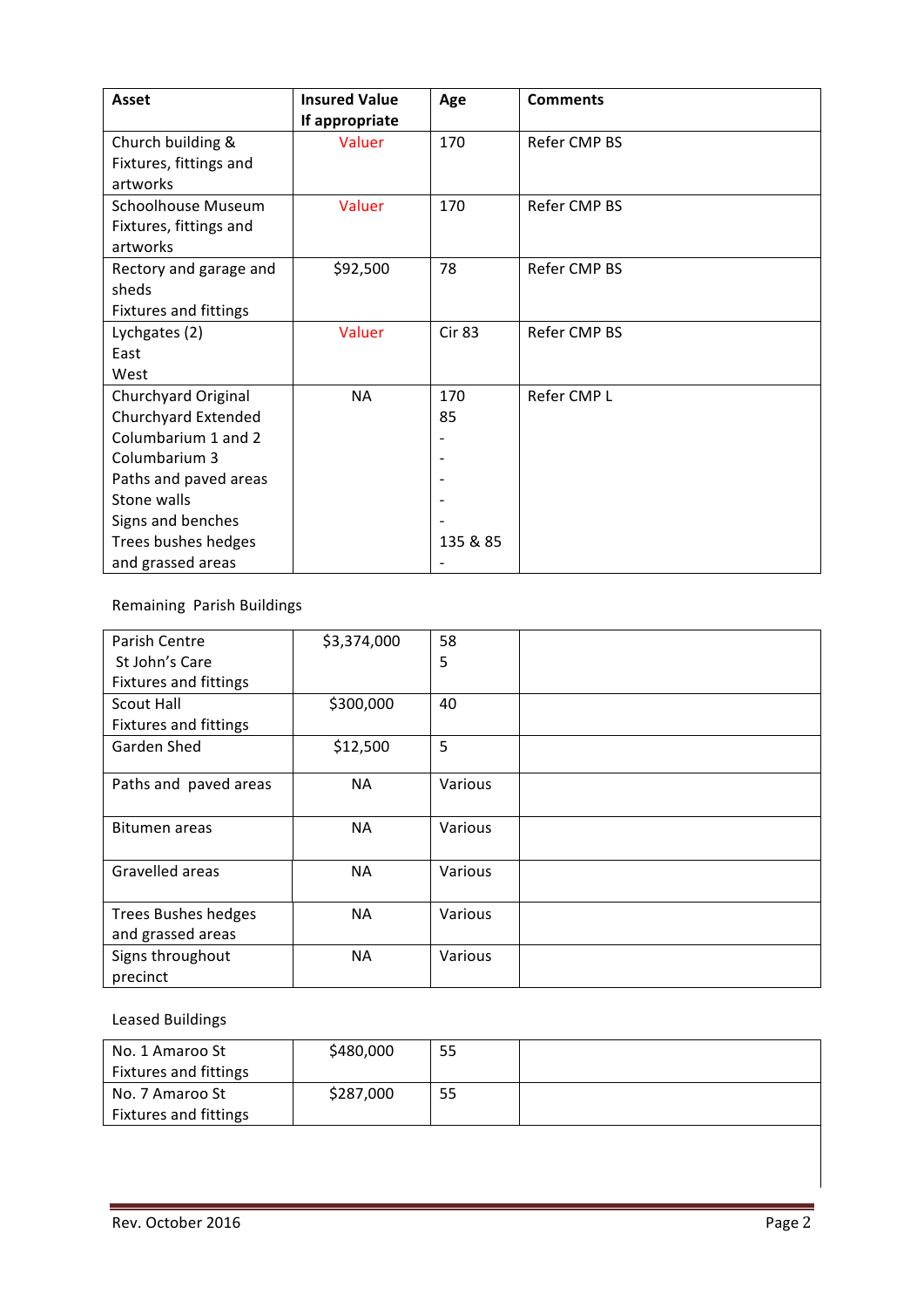| Asset | Insured Value If appropriate | Age | Comments |
|---|---|---|---|
| Church building & Fixtures, fittings and artworks | Valuer | 170 | Refer CMP BS |
| Schoolhouse Museum Fixtures, fittings and artworks | Valuer | 170 | Refer CMP BS |
| Rectory and garage and sheds Fixtures and fittings | $92,500 | 78 | Refer CMP BS |
| Lychgates (2) East West | Valuer | Cir 83 | Refer CMP BS |
| Churchyard Original Churchyard Extended Columbarium 1 and 2 Columbarium 3 Paths and paved areas Stone walls Signs and benches Trees bushes hedges and grassed areas | NA | 170 85 - - - - - 135 & 85 - | Refer CMP L |

Remaining Parish Buildings

| | | | |
|---|---|---|---|
| Parish Centre St John's Care Fixtures and fittings | $3,374,000 | 58 5 | |
| Scout Hall Fixtures and fittings | $300,000 | 40 | |
| Garden Shed | $12,500 | 5 | |
| Paths and paved areas | NA | Various | |
| Bitumen areas | NA | Various | |
| Gravelled areas | NA | Various | |
| Trees Bushes hedges and grassed areas | NA | Various | |
| Signs throughout precinct | NA | Various | |

Leased Buildings

| | | | |
|---|---|---|---|
| No. 1 Amaroo St Fixtures and fittings | $480,000 | 55 | |
| No. 7 Amaroo St Fixtures and fittings | $287,000 | 55 | |

Rev. October 2016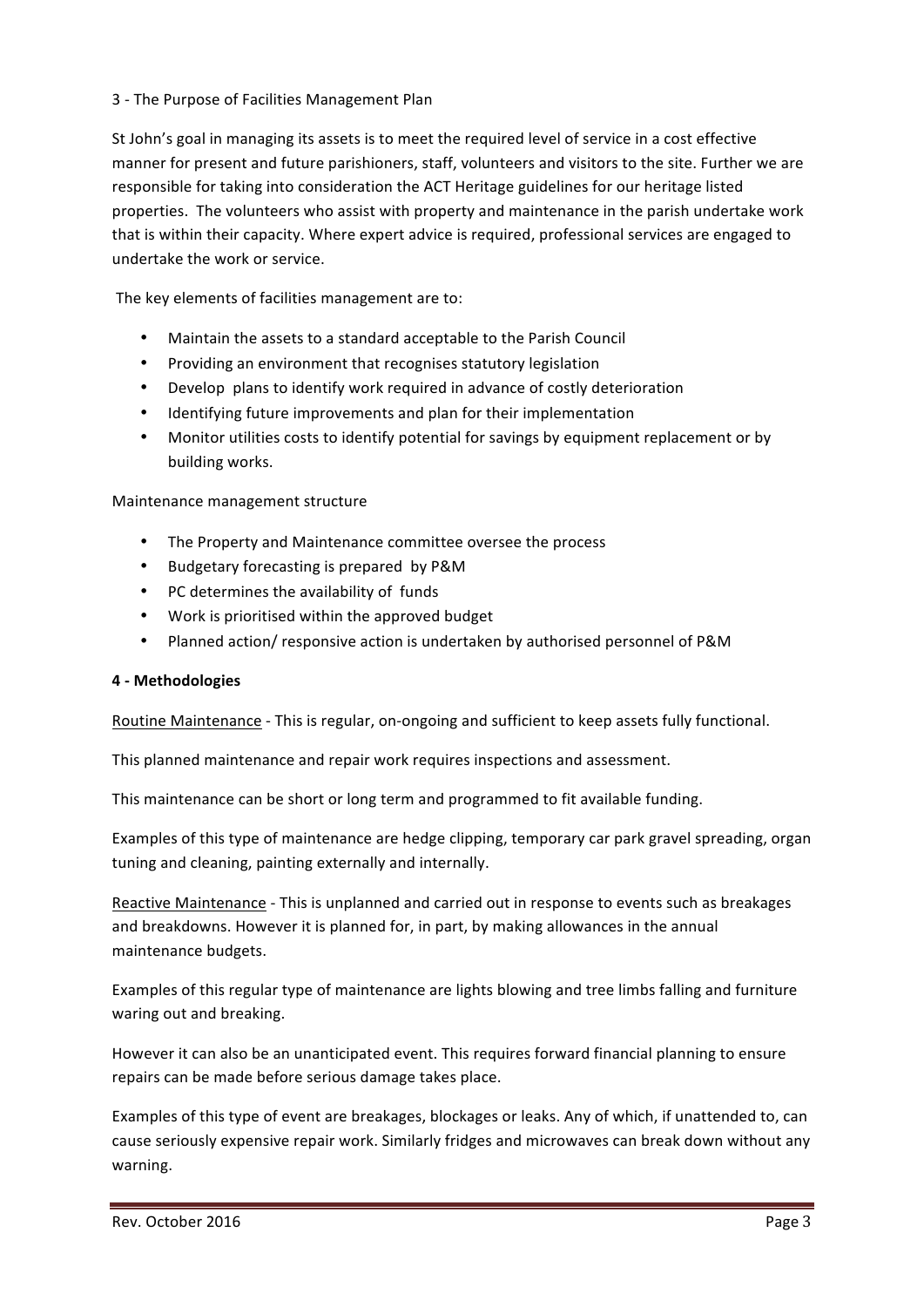3 - The Purpose of Facilities Management Plan

St John's goal in managing its assets is to meet the required level of service in a cost effective manner for present and future parishioners, staff, volunteers and visitors to the site. Further we are responsible for taking into consideration the ACT Heritage guidelines for our heritage listed properties. The volunteers who assist with property and maintenance in the parish undertake work that is within their capacity. Where expert advice is required, professional services are engaged to undertake the work or service.

The key elements of facilities management are to:

- Maintain the assets to a standard acceptable to the Parish Council
- Providing an environment that recognises statutory legislation
- Develop plans to identify work required in advance of costly deterioration
- Identifying future improvements and plan for their implementation
- Monitor utilities costs to identify potential for savings by equipment replacement or by building works.

Maintenance management structure

- The Property and Maintenance committee oversee the process
- Budgetary forecasting is prepared by P&M
- PC determines the availability of funds
- Work is prioritised within the approved budget
- Planned action/ responsive action is undertaken by authorised personnel of P&M

**4 - Methodologies**

Routine Maintenance - This is regular, on-ongoing and sufficient to keep assets fully functional.

This planned maintenance and repair work requires inspections and assessment.

This maintenance can be short or long term and programmed to fit available funding.

Examples of this type of maintenance are hedge clipping, temporary car park gravel spreading, organ tuning and cleaning, painting externally and internally.

Reactive Maintenance - This is unplanned and carried out in response to events such as breakages and breakdowns. However it is planned for, in part, by making allowances in the annual maintenance budgets.

Examples of this regular type of maintenance are lights blowing and tree limbs falling and furniture waring out and breaking.

However it can also be an unanticipated event. This requires forward financial planning to ensure repairs can be made before serious damage takes place.

Examples of this type of event are breakages, blockages or leaks. Any of which, if unattended to, can cause seriously expensive repair work. Similarly fridges and microwaves can break down without any warning.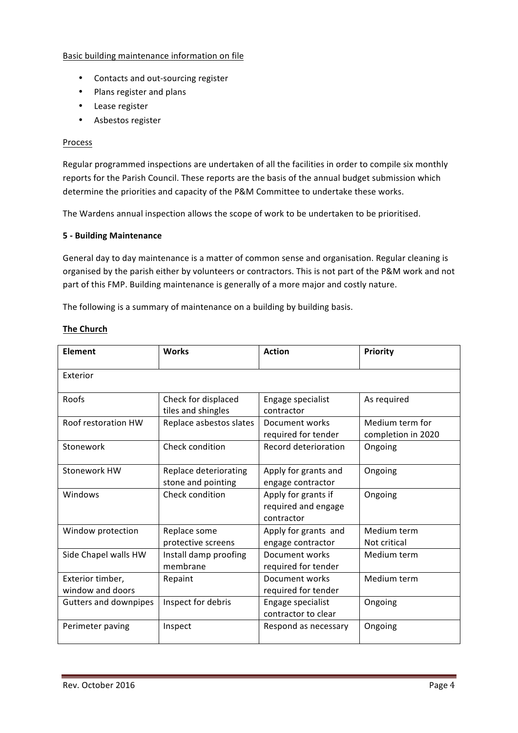<u>Basic building maintenance information on file</u>

- Contacts and out-sourcing register
- Plans register and plans
- Lease register
- Asbestos register

<u>Process</u>

Regular programmed inspections are undertaken of all the facilities in order to compile six monthly reports for the Parish Council. These reports are the basis of the annual budget submission which determine the priorities and capacity of the P&M Committee to undertake these works.

The Wardens annual inspection allows the scope of work to be undertaken to be prioritised.

**5 - Building Maintenance**

General day to day maintenance is a matter of common sense and organisation. Regular cleaning is organised by the parish either by volunteers or contractors. This is not part of the P&M work and not part of this FMP. Building maintenance is generally of a more major and costly nature.

The following is a summary of maintenance on a building by building basis.

**<u>The Church</u>**

| **Element** | **Works** | **Action** | **Priority** |
| --- | --- | --- | --- |
| Exterior | | | |
| Roofs | Check for displaced tiles and shingles | Engage specialist contractor | As required |
| Roof restoration HW | Replace asbestos slates | Document works required for tender | Medium term for completion in 2020 |
| Stonework | Check condition | Record deterioration | Ongoing |
| Stonework HW | Replace deteriorating stone and pointing | Apply for grants and engage contractor | Ongoing |
| Windows | Check condition | Apply for grants if required and engage contractor | Ongoing |
| Window protection | Replace some protective screens | Apply for grants and engage contractor | Medium term Not critical |
| Side Chapel walls HW | Install damp proofing membrane | Document works required for tender | Medium term |
| Exterior timber, window and doors | Repaint | Document works required for tender | Medium term |
| Gutters and downpipes | Inspect for debris | Engage specialist contractor to clear | Ongoing |
| Perimeter paving | Inspect | Respond as necessary | Ongoing |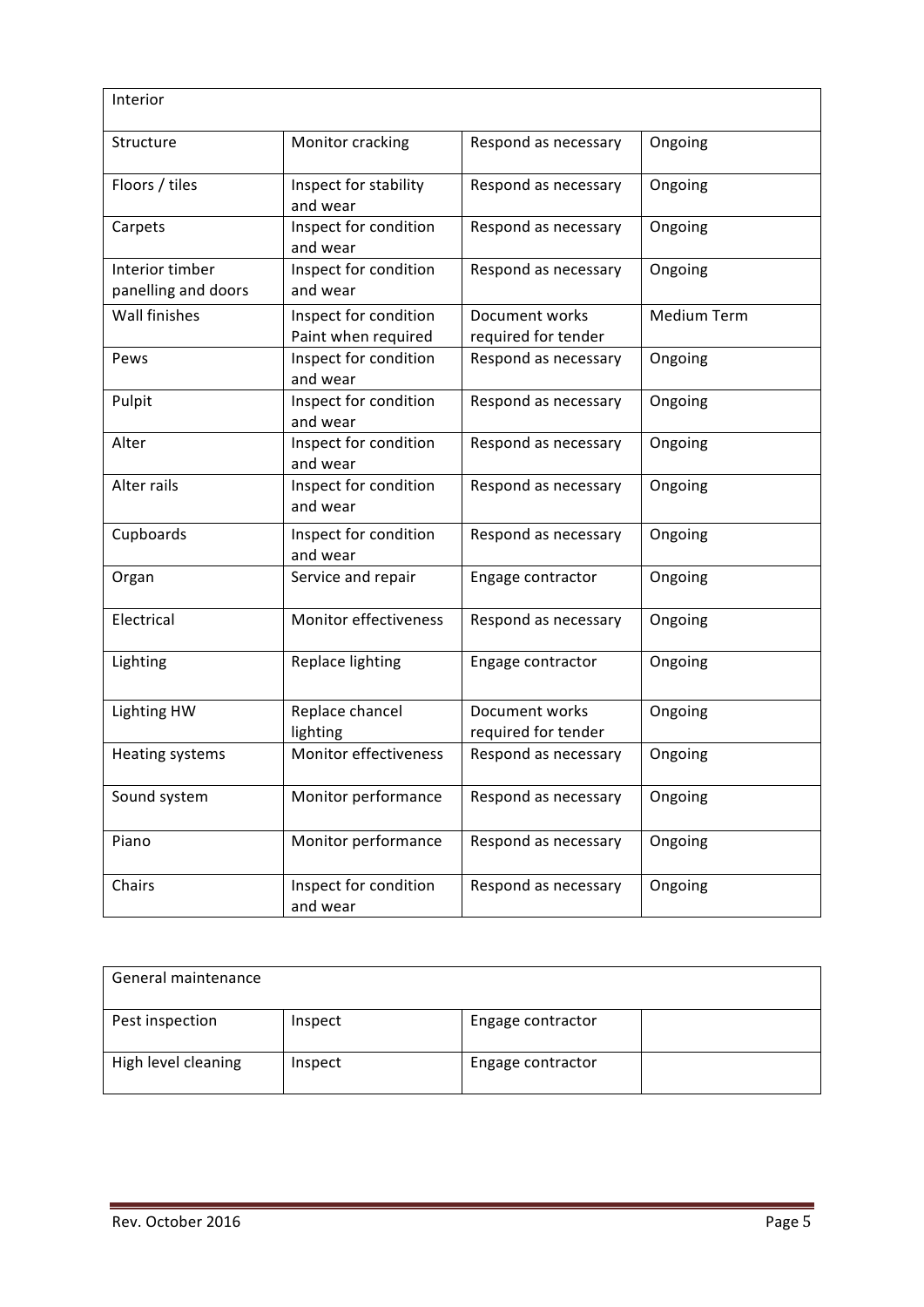| Interior | | | |
|---|---|---|---|
| Structure | Monitor cracking | Respond as necessary | Ongoing |
| Floors / tiles | Inspect for stability and wear | Respond as necessary | Ongoing |
| Carpets | Inspect for condition and wear | Respond as necessary | Ongoing |
| Interior timber panelling and doors | Inspect for condition and wear | Respond as necessary | Ongoing |
| Wall finishes | Inspect for condition Paint when required | Document works required for tender | Medium Term |
| Pews | Inspect for condition and wear | Respond as necessary | Ongoing |
| Pulpit | Inspect for condition and wear | Respond as necessary | Ongoing |
| Alter | Inspect for condition and wear | Respond as necessary | Ongoing |
| Alter rails | Inspect for condition and wear | Respond as necessary | Ongoing |
| Cupboards | Inspect for condition and wear | Respond as necessary | Ongoing |
| Organ | Service and repair | Engage contractor | Ongoing |
| Electrical | Monitor effectiveness | Respond as necessary | Ongoing |
| Lighting | Replace lighting | Engage contractor | Ongoing |
| Lighting HW | Replace chancel lighting | Document works required for tender | Ongoing |
| Heating systems | Monitor effectiveness | Respond as necessary | Ongoing |
| Sound system | Monitor performance | Respond as necessary | Ongoing |
| Piano | Monitor performance | Respond as necessary | Ongoing |
| Chairs | Inspect for condition and wear | Respond as necessary | Ongoing |

| General maintenance | | | |
|---|---|---|---|
| Pest inspection | Inspect | Engage contractor | |
| High level cleaning | Inspect | Engage contractor | |

Rev. October 2016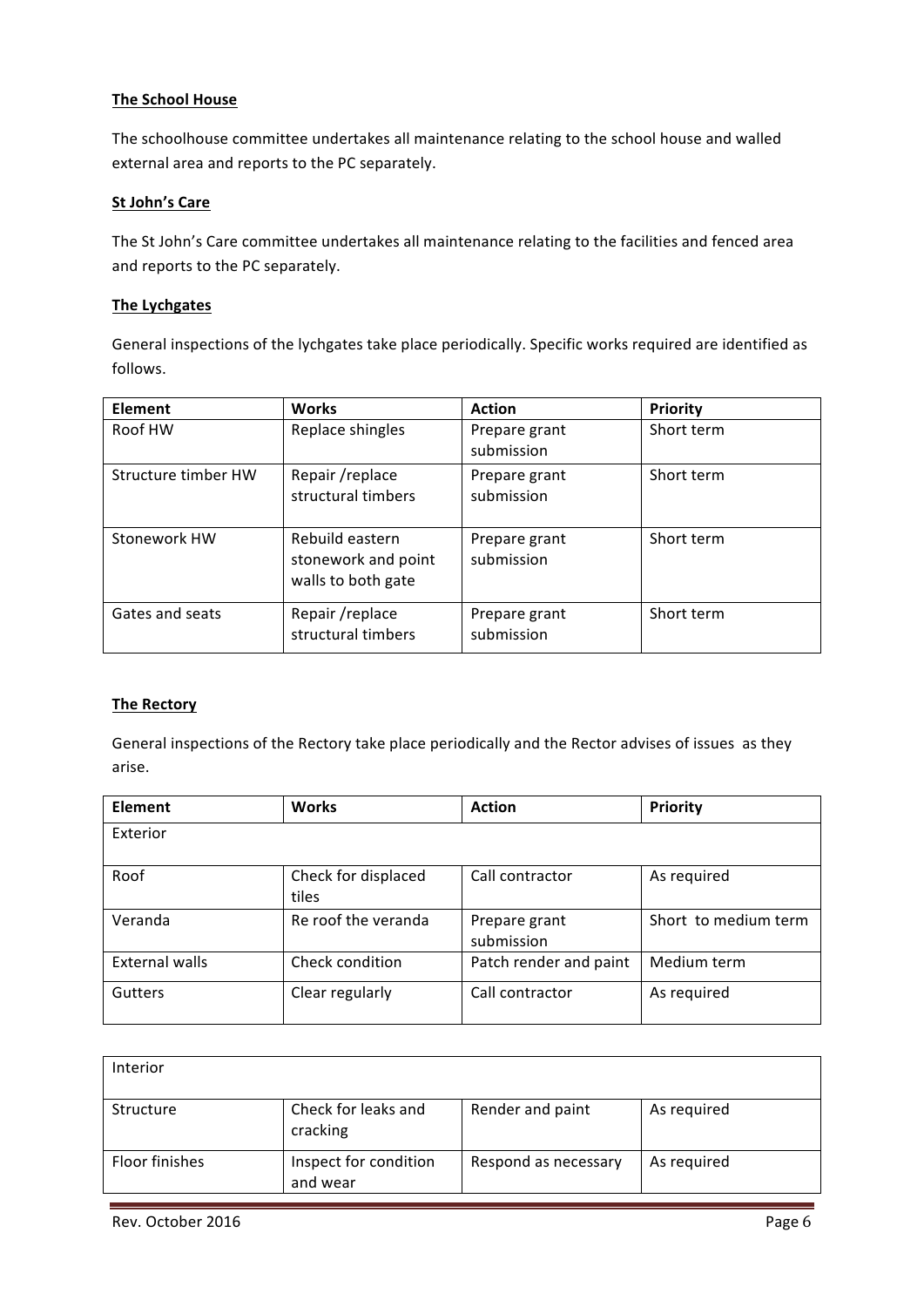**The School House**

The schoolhouse committee undertakes all maintenance relating to the school house and walled external area and reports to the PC separately.

**St John's Care**

The St John's Care committee undertakes all maintenance relating to the facilities and fenced area and reports to the PC separately.

**The Lychgates**

General inspections of the lychgates take place periodically. Specific works required are identified as follows.

| Element | Works | Action | Priority |
|---|---|---|---|
| Roof HW | Replace shingles | Prepare grant submission | Short term |
| Structure timber HW | Repair /replace structural timbers | Prepare grant submission | Short term |
| Stonework HW | Rebuild eastern stonework and point walls to both gate | Prepare grant submission | Short term |
| Gates and seats | Repair /replace structural timbers | Prepare grant submission | Short term |

**The Rectory**

General inspections of the Rectory take place periodically and the Rector advises of issues as they arise.

| Element | Works | Action | Priority |
|---|---|---|---|
| Exterior | | | |
| Roof | Check for displaced tiles | Call contractor | As required |
| Veranda | Re roof the veranda | Prepare grant submission | Short to medium term |
| External walls | Check condition | Patch render and paint | Medium term |
| Gutters | Clear regularly | Call contractor | As required |

| Interior | | | |
|---|---|---|---|
| Structure | Check for leaks and cracking | Render and paint | As required |
| Floor finishes | Inspect for condition and wear | Respond as necessary | As required |

Rev. October 2016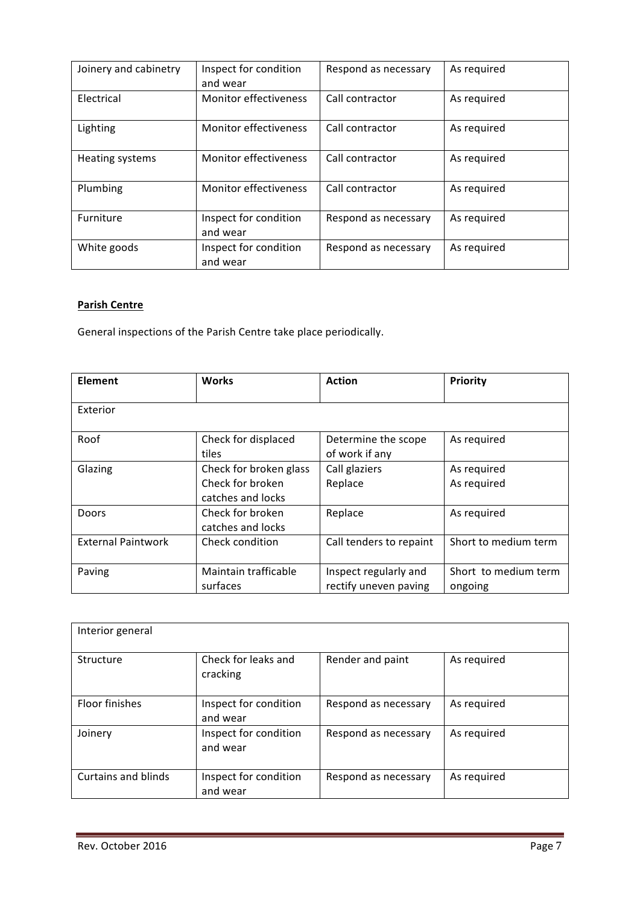| Joinery and cabinetry | Inspect for condition and wear | Respond as necessary | As required |
|---|---|---|---|
| Electrical | Monitor effectiveness | Call contractor | As required |
| Lighting | Monitor effectiveness | Call contractor | As required |
| Heating systems | Monitor effectiveness | Call contractor | As required |
| Plumbing | Monitor effectiveness | Call contractor | As required |
| Furniture | Inspect for condition and wear | Respond as necessary | As required |
| White goods | Inspect for condition and wear | Respond as necessary | As required |

**Parish Centre**

General inspections of the Parish Centre take place periodically.

| Element | Works | Action | Priority |
|---|---|---|---|
| Exterior | | | |
| Roof | Check for displaced tiles | Determine the scope of work if any | As required |
| Glazing | Check for broken glass<br>Check for broken catches and locks | Call glaziers<br>Replace | As required<br>As required |
| Doors | Check for broken catches and locks | Replace | As required |
| External Paintwork | Check condition | Call tenders to repaint | Short to medium term |
| Paving | Maintain trafficable surfaces | Inspect regularly and rectify uneven paving | Short to medium term ongoing |

| Interior general | | | |
|---|---|---|---|
| Structure | Check for leaks and cracking | Render and paint | As required |
| Floor finishes | Inspect for condition and wear | Respond as necessary | As required |
| Joinery | Inspect for condition and wear | Respond as necessary | As required |
| Curtains and blinds | Inspect for condition and wear | Respond as necessary | As required |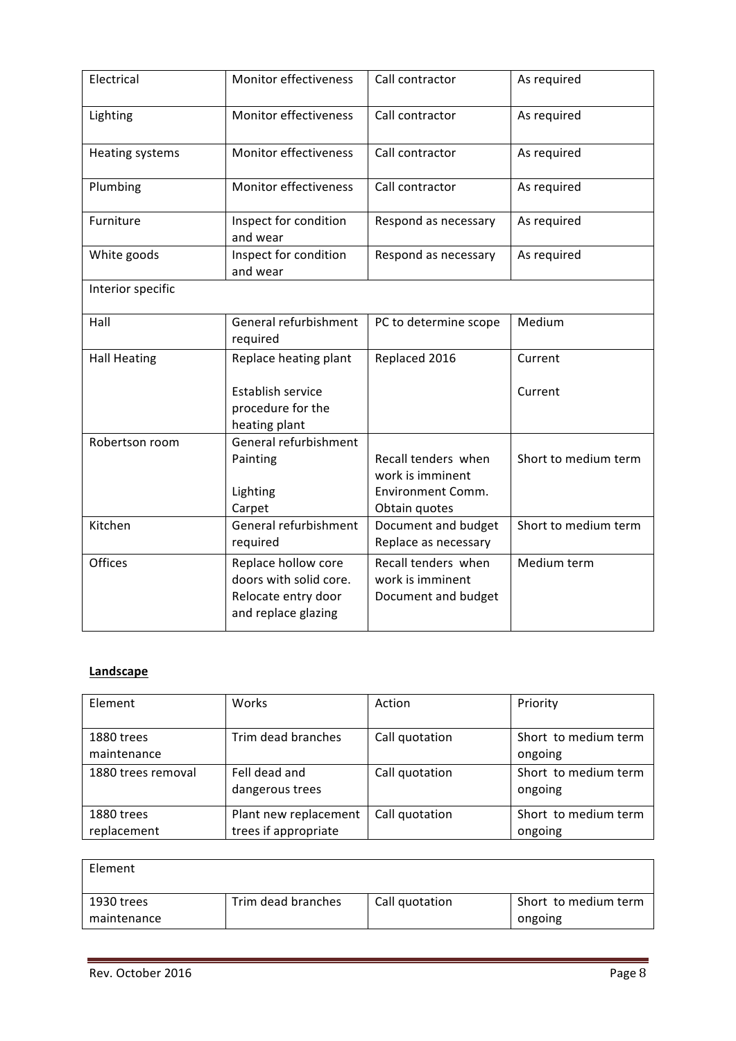| | | | |
|---|---|---|---|
| Electrical | Monitor effectiveness | Call contractor | As required |
| Lighting | Monitor effectiveness | Call contractor | As required |
| Heating systems | Monitor effectiveness | Call contractor | As required |
| Plumbing | Monitor effectiveness | Call contractor | As required |
| Furniture | Inspect for condition and wear | Respond as necessary | As required |
| White goods | Inspect for condition and wear | Respond as necessary | As required |
| Interior specific | | | |
| Hall | General refurbishment required | PC to determine scope | Medium |
| Hall Heating | Replace heating plant<br><br>Establish service procedure for the heating plant | Replaced 2016 | Current<br><br>Current |
| Robertson room | General refurbishment<br>Painting<br><br>Lighting<br>Carpet | <br>Recall tenders when work is imminent<br>Environment Comm.<br>Obtain quotes | <br>Short to medium term |
| Kitchen | General refurbishment required | Document and budget<br>Replace as necessary | Short to medium term |
| Offices | Replace hollow core doors with solid core.<br>Relocate entry door and replace glazing | Recall tenders when work is imminent<br>Document and budget | Medium term |

**Landscape**

| Element | Works | Action | Priority |
|---|---|---|---|
| 1880 trees maintenance | Trim dead branches | Call quotation | Short to medium term ongoing |
| 1880 trees removal | Fell dead and dangerous trees | Call quotation | Short to medium term ongoing |
| 1880 trees replacement | Plant new replacement trees if appropriate | Call quotation | Short to medium term ongoing |

| Element | | | |
|---|---|---|---|
| 1930 trees maintenance | Trim dead branches | Call quotation | Short to medium term ongoing |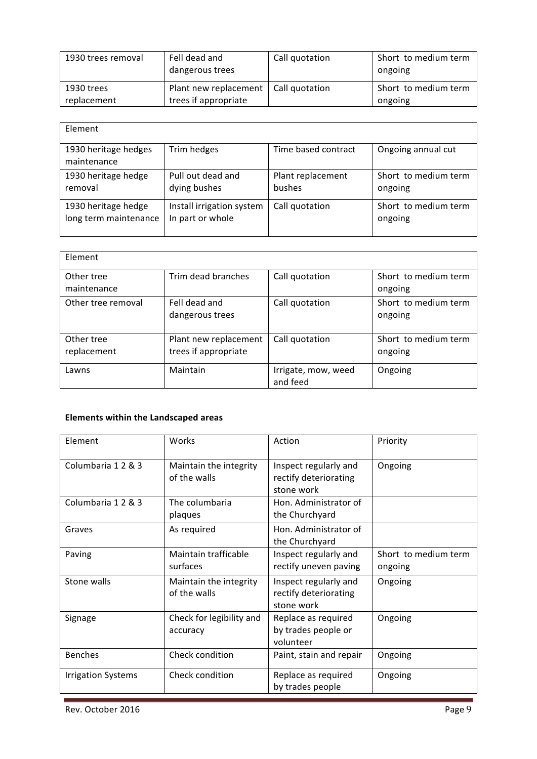| | | | |
|---|---|---|---|
| 1930 trees removal | Fell dead and dangerous trees | Call quotation | Short to medium term ongoing |
| 1930 trees replacement | Plant new replacement trees if appropriate | Call quotation | Short to medium term ongoing |

| Element | | | |
|---|---|---|---|
| 1930 heritage hedges maintenance | Trim hedges | Time based contract | Ongoing annual cut |
| 1930 heritage hedge removal | Pull out dead and dying bushes | Plant replacement bushes | Short to medium term ongoing |
| 1930 heritage hedge long term maintenance | Install irrigation system In part or whole | Call quotation | Short to medium term ongoing |

| Element | | | |
|---|---|---|---|
| Other tree maintenance | Trim dead branches | Call quotation | Short to medium term ongoing |
| Other tree removal | Fell dead and dangerous trees | Call quotation | Short to medium term ongoing |
| Other tree replacement | Plant new replacement trees if appropriate | Call quotation | Short to medium term ongoing |
| Lawns | Maintain | Irrigate, mow, weed and feed | Ongoing |

**Elements within the Landscaped areas**

| Element | Works | Action | Priority |
|---|---|---|---|
| Columbaria 1 2 & 3 | Maintain the integrity of the walls | Inspect regularly and rectify deteriorating stone work | Ongoing |
| Columbaria 1 2 & 3 | The columbaria plaques | Hon. Administrator of the Churchyard | |
| Graves | As required | Hon. Administrator of the Churchyard | |
| Paving | Maintain trafficable surfaces | Inspect regularly and rectify uneven paving | Short to medium term ongoing |
| Stone walls | Maintain the integrity of the walls | Inspect regularly and rectify deteriorating stone work | Ongoing |
| Signage | Check for legibility and accuracy | Replace as required by trades people or volunteer | Ongoing |
| Benches | Check condition | Paint, stain and repair | Ongoing |
| Irrigation Systems | Check condition | Replace as required by trades people | Ongoing |

Rev. October 2016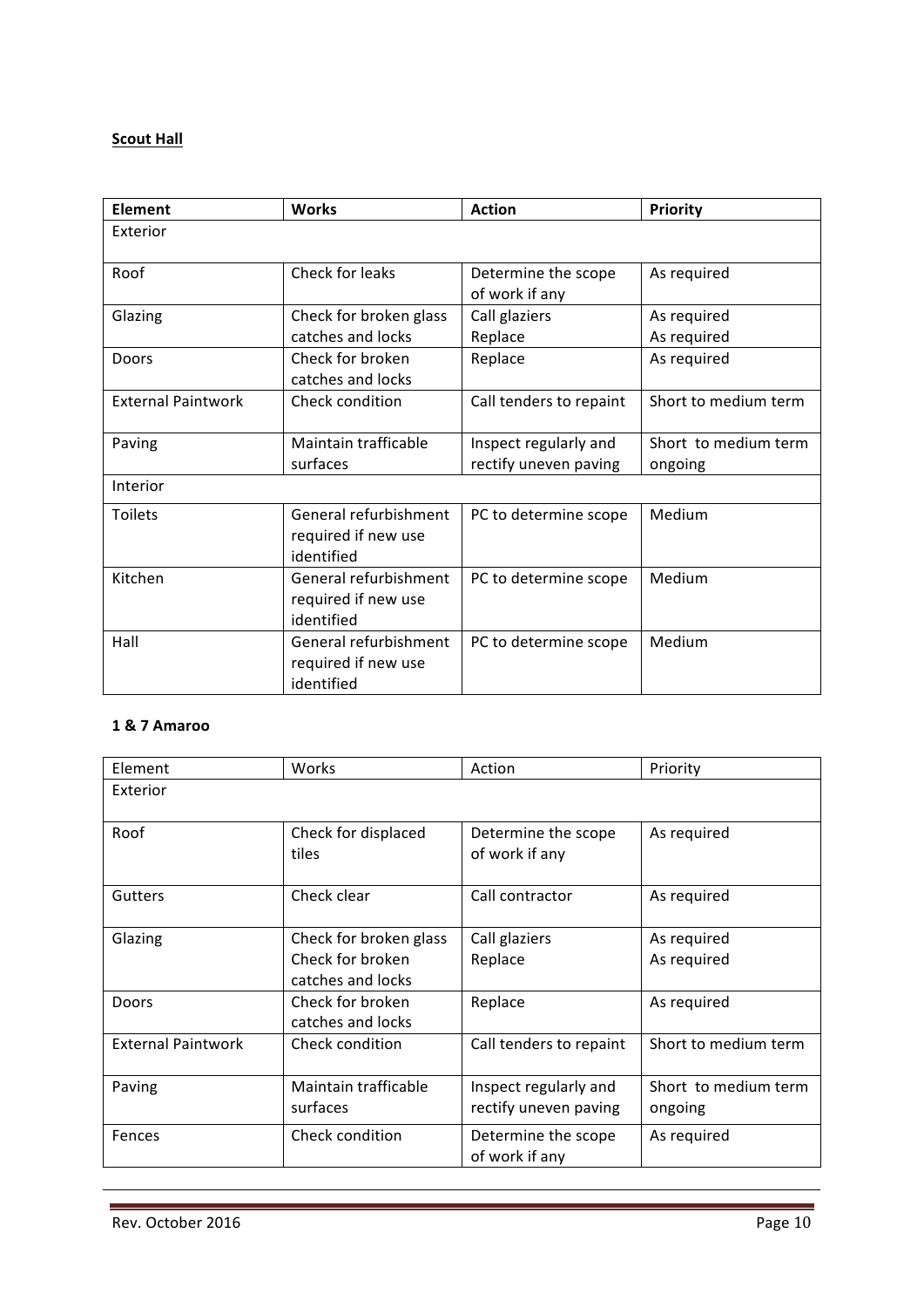**Scout Hall**

| **Element** | **Works** | **Action** | **Priority** |
| --- | --- | --- | --- |
| Exterior | | | |
| Roof | Check for leaks | Determine the scope of work if any | As required |
| Glazing | Check for broken glass catches and locks | Call glaziers Replace | As required As required |
| Doors | Check for broken catches and locks | Replace | As required |
| External Paintwork | Check condition | Call tenders to repaint | Short to medium term |
| Paving | Maintain trafficable surfaces | Inspect regularly and rectify uneven paving | Short to medium term ongoing |
| Interior | | | |
| Toilets | General refurbishment required if new use identified | PC to determine scope | Medium |
| Kitchen | General refurbishment required if new use identified | PC to determine scope | Medium |
| Hall | General refurbishment required if new use identified | PC to determine scope | Medium |

**1 & 7 Amaroo**

| Element | Works | Action | Priority |
| --- | --- | --- | --- |
| Exterior | | | |
| Roof | Check for displaced tiles | Determine the scope of work if any | As required |
| Gutters | Check clear | Call contractor | As required |
| Glazing | Check for broken glass Check for broken catches and locks | Call glaziers Replace | As required As required |
| Doors | Check for broken catches and locks | Replace | As required |
| External Paintwork | Check condition | Call tenders to repaint | Short to medium term |
| Paving | Maintain trafficable surfaces | Inspect regularly and rectify uneven paving | Short to medium term ongoing |
| Fences | Check condition | Determine the scope of work if any | As required |

Rev. October 2016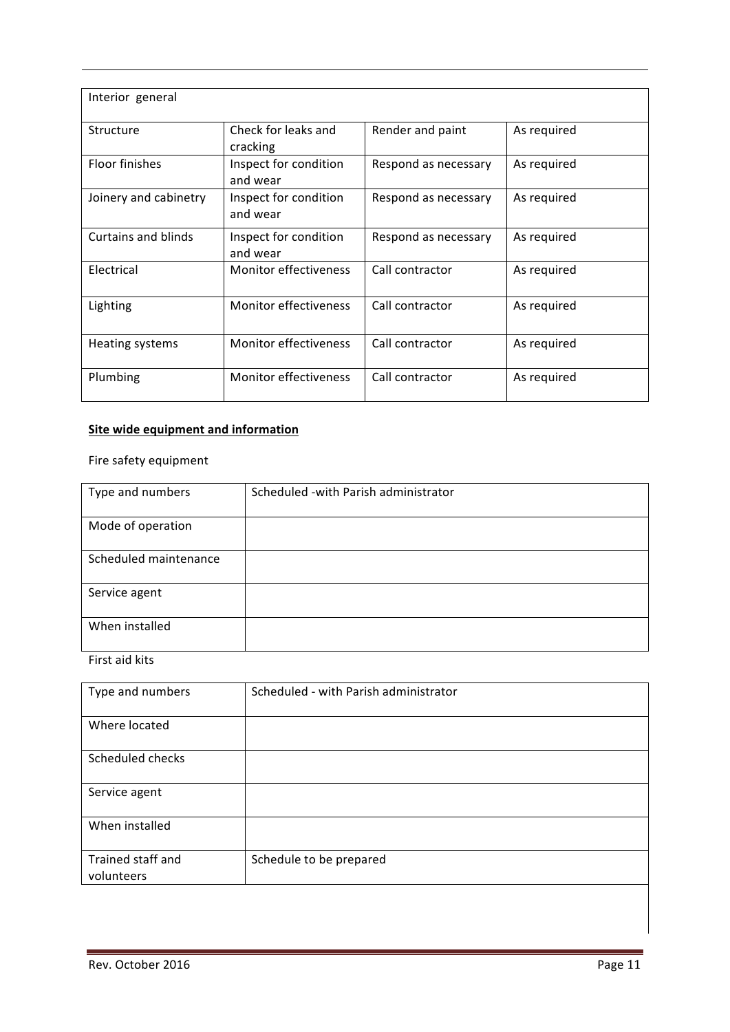| Interior general | | | |
|---|---|---|---|
| Structure | Check for leaks and cracking | Render and paint | As required |
| Floor finishes | Inspect for condition and wear | Respond as necessary | As required |
| Joinery and cabinetry | Inspect for condition and wear | Respond as necessary | As required |
| Curtains and blinds | Inspect for condition and wear | Respond as necessary | As required |
| Electrical | Monitor effectiveness | Call contractor | As required |
| Lighting | Monitor effectiveness | Call contractor | As required |
| Heating systems | Monitor effectiveness | Call contractor | As required |
| Plumbing | Monitor effectiveness | Call contractor | As required |

**Site wide equipment and information**

Fire safety equipment

| Type and numbers | Scheduled -with Parish administrator |
|---|---|
| Mode of operation | |
| Scheduled maintenance | |
| Service agent | |
| When installed | |

First aid kits

| Type and numbers | Scheduled - with Parish administrator |
|---|---|
| Where located | |
| Scheduled checks | |
| Service agent | |
| When installed | |
| Trained staff and volunteers | Schedule to be prepared |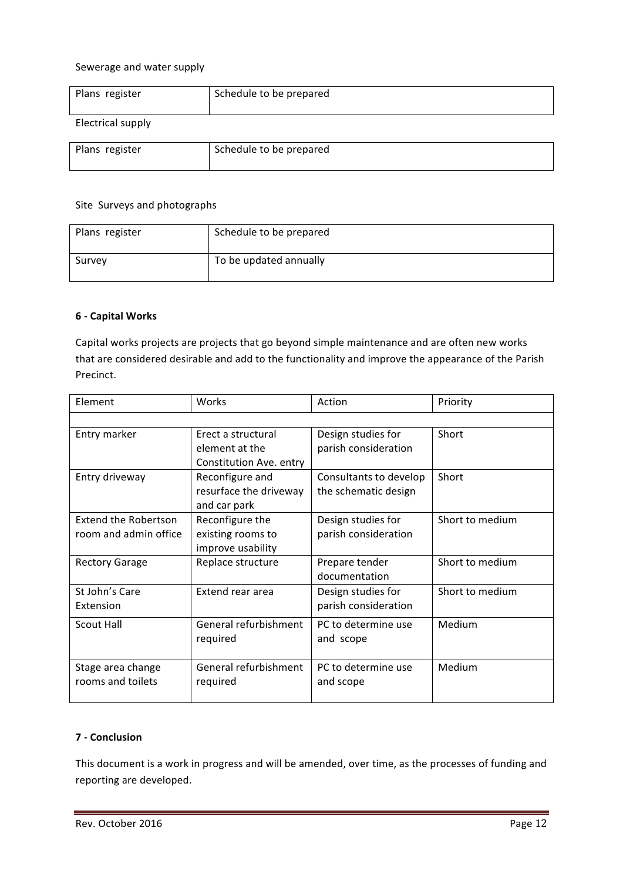Sewerage and water supply

| | |
|---|---|
| Plans register | Schedule to be prepared |

Electrical supply

| | |
|---|---|
| Plans register | Schedule to be prepared |

Site Surveys and photographs

| | |
|---|---|
| Plans register | Schedule to be prepared |
| Survey | To be updated annually |

**6 - Capital Works**

Capital works projects are projects that go beyond simple maintenance and are often new works that are considered desirable and add to the functionality and improve the appearance of the Parish Precinct.

| Element | Works | Action | Priority |
|---|---|---|---|
| | | | |
| Entry marker | Erect a structural element at the Constitution Ave. entry | Design studies for parish consideration | Short |
| Entry driveway | Reconfigure and resurface the driveway and car park | Consultants to develop the schematic design | Short |
| Extend the Robertson room and admin office | Reconfigure the existing rooms to improve usability | Design studies for parish consideration | Short to medium |
| Rectory Garage | Replace structure | Prepare tender documentation | Short to medium |
| St John's Care Extension | Extend rear area | Design studies for parish consideration | Short to medium |
| Scout Hall | General refurbishment required | PC to determine use and scope | Medium |
| Stage area change rooms and toilets | General refurbishment required | PC to determine use and scope | Medium |

**7 - Conclusion**

This document is a work in progress and will be amended, over time, as the processes of funding and reporting are developed.